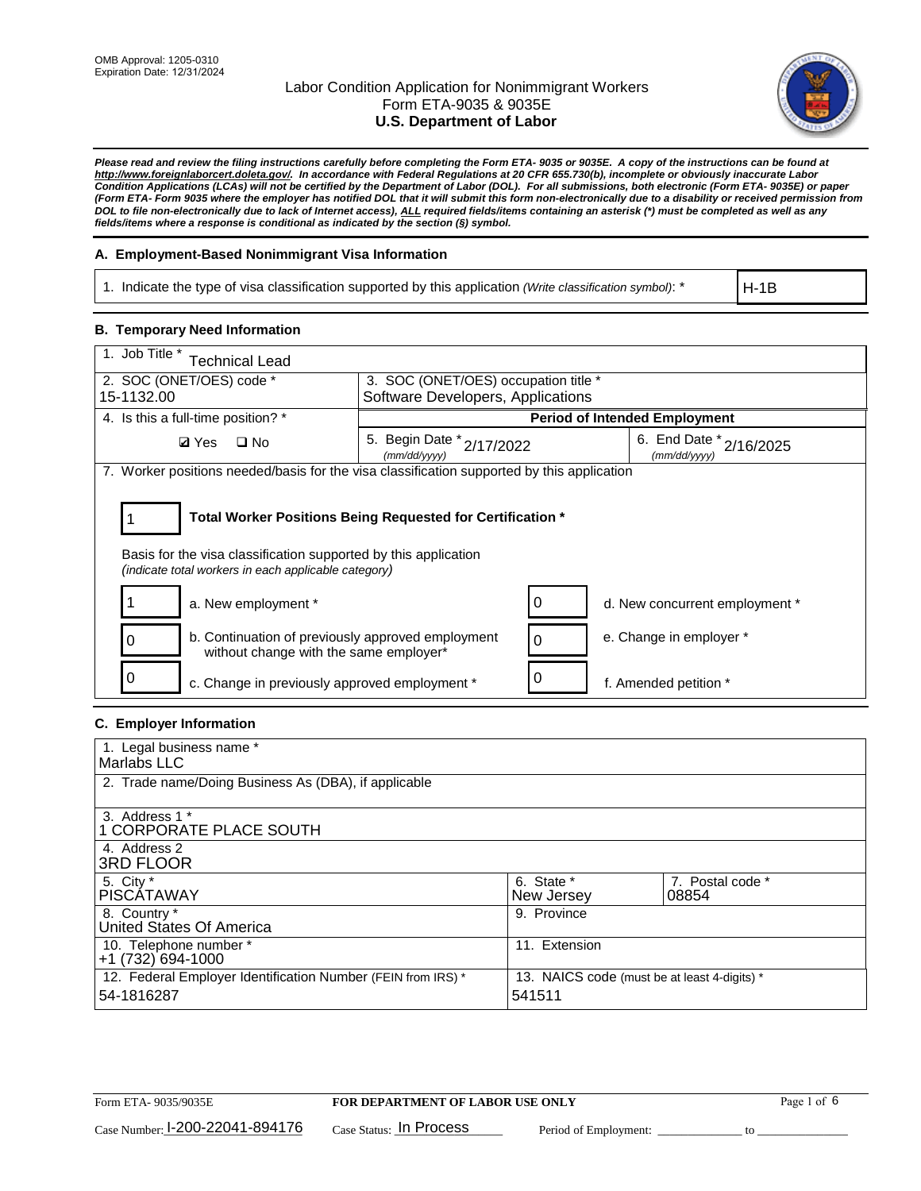OMB Approval: 1205-0310
Expiration Date: 12/31/2024

# Labor Condition Application for Nonimmigrant Workers
## Form ETA-9035 & 9035E
## U.S. Department of Labor

***Please read and review the filing instructions carefully before completing the Form ETA- 9035 or 9035E. A copy of the instructions can be found at http://www.foreignlaborcert.doleta.gov/. In accordance with Federal Regulations at 20 CFR 655.730(b), incomplete or obviously inaccurate Labor Condition Applications (LCAs) will not be certified by the Department of Labor (DOL). For all submissions, both electronic (Form ETA- 9035E) or paper (Form ETA- Form 9035 where the employer has notified DOL that it will submit this form non-electronically due to a disability or received permission from DOL to file non-electronically due to lack of Internet access), ALL required fields/items containing an asterisk (*) must be completed as well as any fields/items where a response is conditional as indicated by the section (§) symbol.***

### A. Employment-Based Nonimmigrant Visa Information

| 1. Indicate the type of visa classification supported by this application *(Write classification symbol)*: * | H-1B |
|---|---|

### B. Temporary Need Information

| 1. Job Title * Technical Lead | | |
|---|---|---|
| 2. SOC (ONET/OES) code * 15-1132.00 | 3. SOC (ONET/OES) occupation title * Software Developers, Applications | |
| 4. Is this a full-time position? * | **Period of Intended Employment** | |
| ☑ Yes ☐ No | 5. Begin Date * (mm/dd/yyyy) 2/17/2022 | 6. End Date * (mm/dd/yyyy) 2/16/2025 |

7. Worker positions needed/basis for the visa classification supported by this application

| 1 | **Total Worker Positions Being Requested for Certification *** |
|---|---|

Basis for the visa classification supported by this application
*(indicate total workers in each applicable category)*

| | | | |
|---|---|---|---|
| 1 | a. New employment * | 0 | d. New concurrent employment * |
| 0 | b. Continuation of previously approved employment without change with the same employer* | 0 | e. Change in employer * |
| 0 | c. Change in previously approved employment * | 0 | f. Amended petition * |

### C. Employer Information

| | | |
|---|---|---|
| 1. Legal business name * Marlabs LLC | | |
| 2. Trade name/Doing Business As (DBA), if applicable | | |
| 3. Address 1 * 1 CORPORATE PLACE SOUTH | | |
| 4. Address 2 3RD FLOOR | | |
| 5. City * PISCATAWAY | 6. State * New Jersey | 7. Postal code * 08854 |
| 8. Country * United States Of America | 9. Province | |
| 10. Telephone number * +1 (732) 694-1000 | 11. Extension | |
| 12. Federal Employer Identification Number (FEIN from IRS) * 54-1816287 | 13. NAICS code (must be at least 4-digits) * 541511 | |

Form ETA- 9035/9035E | **FOR DEPARTMENT OF LABOR USE ONLY**

Case Number: I-200-22041-894176 Case Status: In Process Period of Employment: _____________ to _______________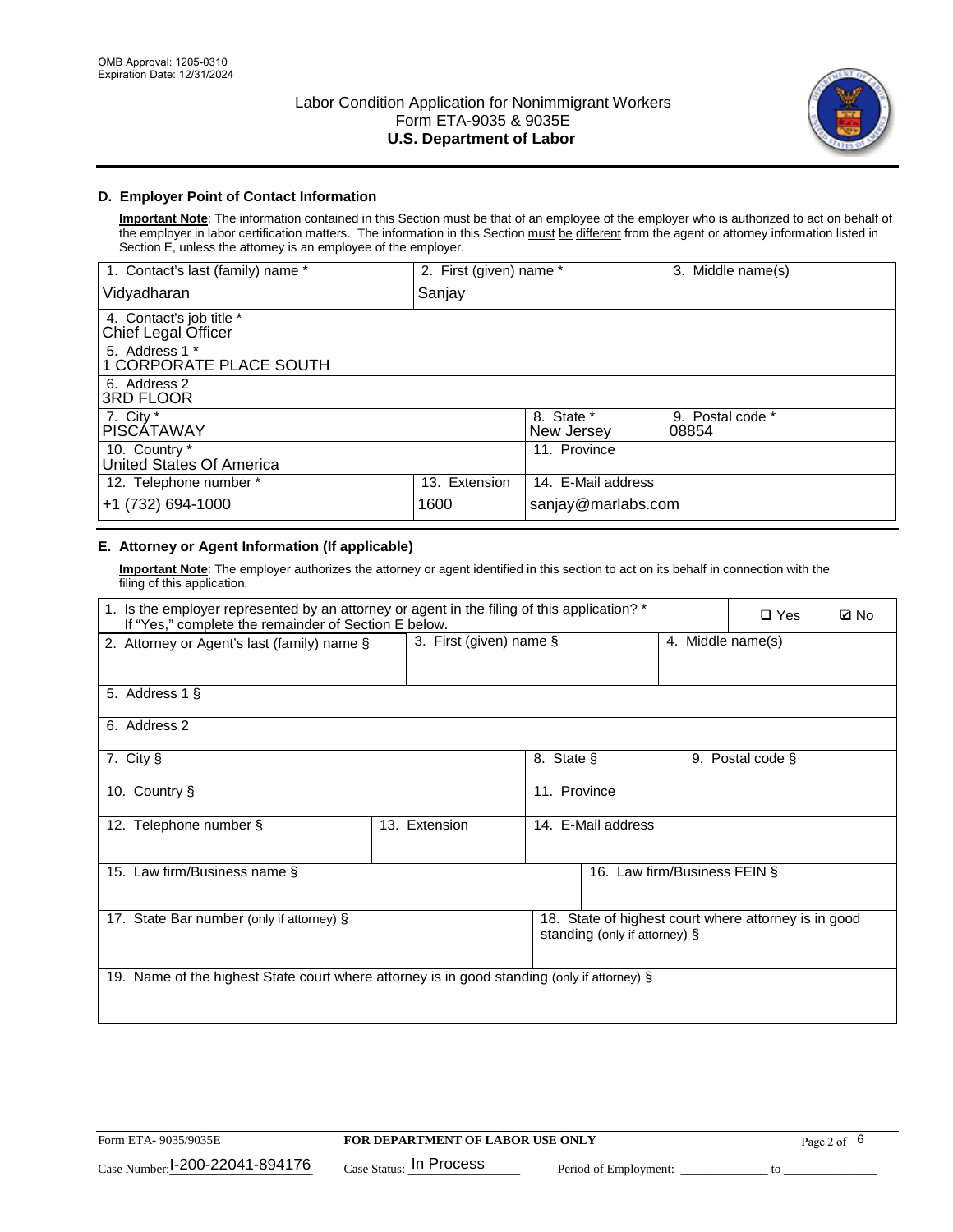Labor Condition Application for Nonimmigrant Workers
Form ETA-9035 & 9035E
**U.S. Department of Labor**

## D. Employer Point of Contact Information

**Important Note**: The information contained in this Section must be that of an employee of the employer who is authorized to act on behalf of the employer in labor certification matters. The information in this Section must be different from the agent or attorney information listed in Section E, unless the attorney is an employee of the employer.

| 1. Contact's last (family) name * | 2. First (given) name * | 3. Middle name(s) |
|---|---|---|
| Vidyadharan | Sanjay | |

| 4. Contact's job title * |
|---|
| Chief Legal Officer |
| 5. Address 1 * |
| 1 CORPORATE PLACE SOUTH |
| 6. Address 2 |
| 3RD FLOOR |

| 7. City * | 8. State * | 9. Postal code * |
|---|---|---|
| PISCATAWAY | New Jersey | 08854 |

| 10. Country * | 11. Province |
|---|---|
| United States Of America | |

| 12. Telephone number * | 13. Extension | 14. E-Mail address |
|---|---|---|
| +1 (732) 694-1000 | 1600 | sanjay@marlabs.com |

## E. Attorney or Agent Information (If applicable)

**Important Note**: The employer authorizes the attorney or agent identified in this section to act on its behalf in connection with the filing of this application.

1. Is the employer represented by an attorney or agent in the filing of this application? * If "Yes," complete the remainder of Section E below. ❑ Yes ☑ No

| 2. Attorney or Agent's last (family) name § | 3. First (given) name § | 4. Middle name(s) |
|---|---|---|
| | | |

| 5. Address 1 § |
|---|
| |
| 6. Address 2 |
| |

| 7. City § | 8. State § | 9. Postal code § |
|---|---|---|
| | | |

| 10. Country § | 11. Province |
|---|---|
| | |

| 12. Telephone number § | 13. Extension | 14. E-Mail address |
|---|---|---|
| | | |

| 15. Law firm/Business name § | 16. Law firm/Business FEIN § |
|---|---|
| | |

| 17. State Bar number (only if attorney) § | 18. State of highest court where attorney is in good standing (only if attorney) § |
|---|---|
| | |

| 19. Name of the highest State court where attorney is in good standing (only if attorney) § |
|---|
| |

Form ETA- 9035/9035E | **FOR DEPARTMENT OF LABOR USE ONLY**

Case Number: I-200-22041-894176 Case Status: In Process Period of Employment: _____________ to _______________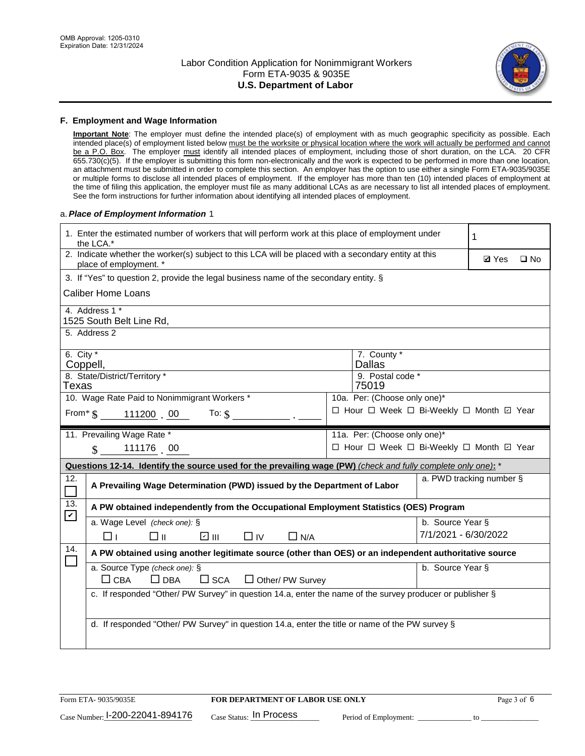OMB Approval: 1205-0310
Expiration Date: 12/31/2024

# Labor Condition Application for Nonimmigrant Workers
## Form ETA-9035 & 9035E
## U.S. Department of Labor

### F. Employment and Wage Information

**Important Note**: The employer must define the intended place(s) of employment with as much geographic specificity as possible. Each intended place(s) of employment listed below must be the worksite or physical location where the work will actually be performed and cannot be a P.O. Box. The employer must identify all intended places of employment, including those of short duration, on the LCA. 20 CFR 655.730(c)(5). If the employer is submitting this form non-electronically and the work is expected to be performed in more than one location, an attachment must be submitted in order to complete this section. An employer has the option to use either a single Form ETA-9035/9035E or multiple forms to disclose all intended places of employment. If the employer has more than ten (10) intended places of employment at the time of filing this application, the employer must file as many additional LCAs as are necessary to list all intended places of employment. See the form instructions for further information about identifying all intended places of employment.

a. ***Place of Employment Information*** 1

1. Enter the estimated number of workers that will perform work at this place of employment under the LCA.* **1**

2. Indicate whether the worker(s) subject to this LCA will be placed with a secondary entity at this place of employment. * ☑ Yes ☐ No

3. If "Yes" to question 2, provide the legal business name of the secondary entity. §
Caliber Home Loans

4. Address 1 *
1525 South Belt Line Rd,

5. Address 2

6. City * Coppell,
7. County * Dallas

8. State/District/Territory * Texas
9. Postal code * 75019

10. Wage Rate Paid to Nonimmigrant Workers *
From* $ 111200 . 00 To: $ ____ . ____

10a. Per: (Choose only one)*
☐ Hour ☐ Week ☐ Bi-Weekly ☐ Month ☑ Year

11. Prevailing Wage Rate *
$ 111176 . 00

11a. Per: (Choose only one)*
☐ Hour ☐ Week ☐ Bi-Weekly ☐ Month ☑ Year

**Questions 12-14. Identify the source used for the prevailing wage (PW)** *(check and fully complete only one)*: *

12. ☐ **A Prevailing Wage Determination (PWD) issued by the Department of Labor**
a. PWD tracking number §

13. ☑ **A PW obtained independently from the Occupational Employment Statistics (OES) Program**
a. Wage Level *(check one)*: § ☐ I ☐ II ☑ III ☐ IV ☐ N/A
b. Source Year § 7/1/2021 - 6/30/2022

14. ☐ **A PW obtained using another legitimate source (other than OES) or an independent authoritative source**
a. Source Type *(check one)*: § ☐ CBA ☐ DBA ☐ SCA ☐ Other/ PW Survey
b. Source Year §
c. If responded "Other/ PW Survey" in question 14.a, enter the name of the survey producer or publisher §
d. If responded "Other/ PW Survey" in question 14.a, enter the title or name of the PW survey §

Form ETA- 9035/9035E | **FOR DEPARTMENT OF LABOR USE ONLY**
Case Number: I-200-22041-894176 Case Status: In Process Period of Employment: ____________ to ____________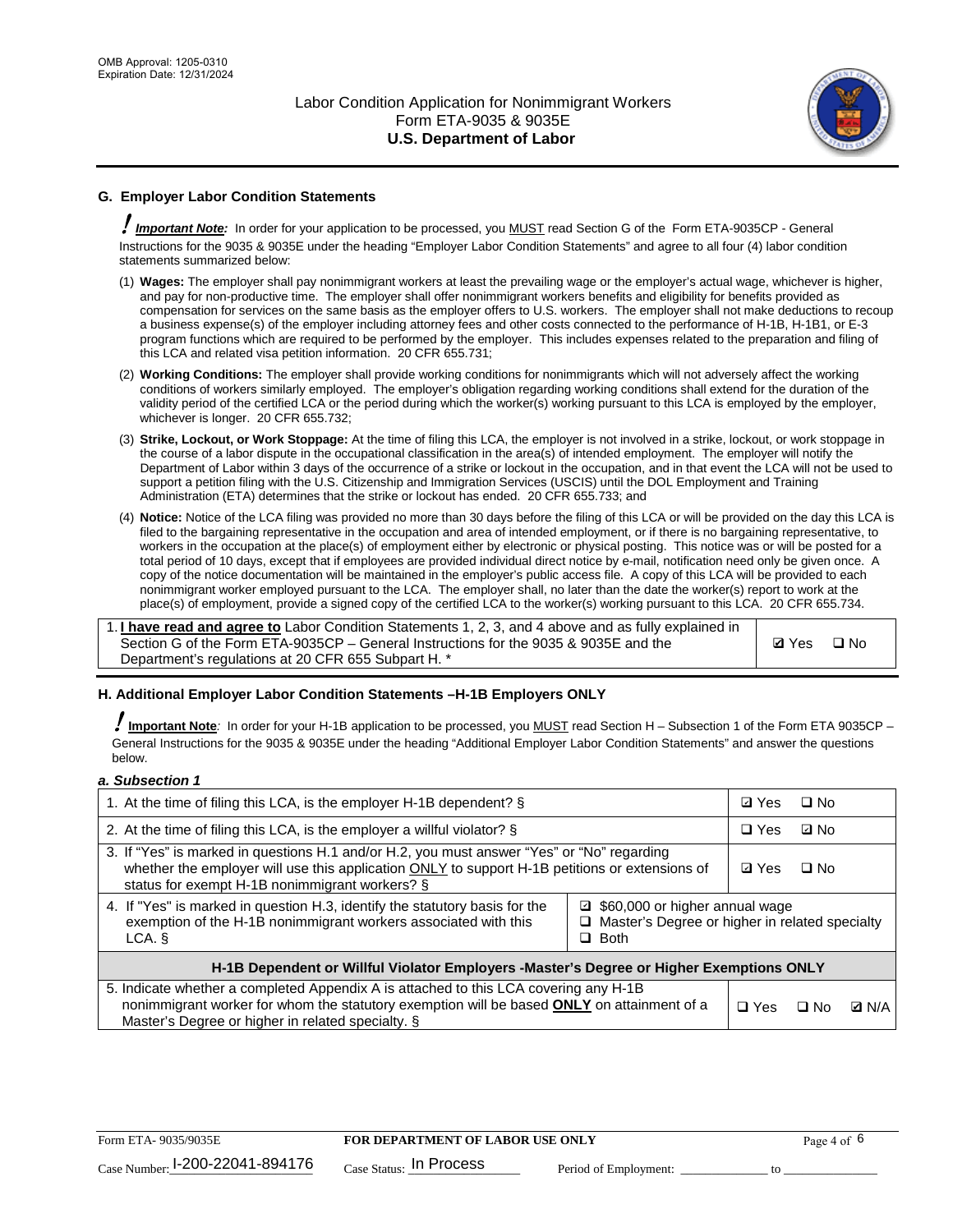## G. Employer Labor Condition Statements

! ***Important Note:*** In order for your application to be processed, you MUST read Section G of the Form ETA-9035CP - General Instructions for the 9035 & 9035E under the heading "Employer Labor Condition Statements" and agree to all four (4) labor condition statements summarized below:

(1) **Wages:** The employer shall pay nonimmigrant workers at least the prevailing wage or the employer's actual wage, whichever is higher, and pay for non-productive time. The employer shall offer nonimmigrant workers benefits and eligibility for benefits provided as compensation for services on the same basis as the employer offers to U.S. workers. The employer shall not make deductions to recoup a business expense(s) of the employer including attorney fees and other costs connected to the performance of H-1B, H-1B1, or E-3 program functions which are required to be performed by the employer. This includes expenses related to the preparation and filing of this LCA and related visa petition information. 20 CFR 655.731;

(2) **Working Conditions:** The employer shall provide working conditions for nonimmigrants which will not adversely affect the working conditions of workers similarly employed. The employer's obligation regarding working conditions shall extend for the duration of the validity period of the certified LCA or the period during which the worker(s) working pursuant to this LCA is employed by the employer, whichever is longer. 20 CFR 655.732;

(3) **Strike, Lockout, or Work Stoppage:** At the time of filing this LCA, the employer is not involved in a strike, lockout, or work stoppage in the course of a labor dispute in the occupational classification in the area(s) of intended employment. The employer will notify the Department of Labor within 3 days of the occurrence of a strike or lockout in the occupation, and in that event the LCA will not be used to support a petition filing with the U.S. Citizenship and Immigration Services (USCIS) until the DOL Employment and Training Administration (ETA) determines that the strike or lockout has ended. 20 CFR 655.733; and

(4) **Notice:** Notice of the LCA filing was provided no more than 30 days before the filing of this LCA or will be provided on the day this LCA is filed to the bargaining representative in the occupation and area of intended employment, or if there is no bargaining representative, to workers in the occupation at the place(s) of employment either by electronic or physical posting. This notice was or will be posted for a total period of 10 days, except that if employees are provided individual direct notice by e-mail, notification need only be given once. A copy of the notice documentation will be maintained in the employer's public access file. A copy of this LCA will be provided to each nonimmigrant worker employed pursuant to the LCA. The employer shall, no later than the date the worker(s) report to work at the place(s) of employment, provide a signed copy of the certified LCA to the worker(s) working pursuant to this LCA. 20 CFR 655.734.

| | |
|---|---|
| 1. **I have read and agree to** Labor Condition Statements 1, 2, 3, and 4 above and as fully explained in Section G of the Form ETA-9035CP – General Instructions for the 9035 & 9035E and the Department's regulations at 20 CFR 655 Subpart H. * | ☑ Yes ☐ No |

## H. Additional Employer Labor Condition Statements –H-1B Employers ONLY

! **Important Note**: In order for your H-1B application to be processed, you MUST read Section H – Subsection 1 of the Form ETA 9035CP – General Instructions for the 9035 & 9035E under the heading "Additional Employer Labor Condition Statements" and answer the questions below.

***a. Subsection 1***

| | |
|---|---|
| 1. At the time of filing this LCA, is the employer H-1B dependent? § | ☑ Yes ☐ No |
| 2. At the time of filing this LCA, is the employer a willful violator? § | ☐ Yes ☑ No |
| 3. If "Yes" is marked in questions H.1 and/or H.2, you must answer "Yes" or "No" regarding whether the employer will use this application ONLY to support H-1B petitions or extensions of status for exempt H-1B nonimmigrant workers? § | ☑ Yes ☐ No |
| 4. If "Yes" is marked in question H.3, identify the statutory basis for the exemption of the H-1B nonimmigrant workers associated with this LCA. § | ☑ $60,000 or higher annual wage<br>☐ Master's Degree or higher in related specialty<br>☐ Both |
| **H-1B Dependent or Willful Violator Employers -Master's Degree or Higher Exemptions ONLY** | |
| 5. Indicate whether a completed Appendix A is attached to this LCA covering any H-1B nonimmigrant worker for whom the statutory exemption will be based **ONLY** on attainment of a Master's Degree or higher in related specialty. § | ☐ Yes ☐ No ☑ N/A |

Form ETA- 9035/9035E **FOR DEPARTMENT OF LABOR USE ONLY**

Case Number: I-200-22041-894176 Case Status: In Process Period of Employment: _____________ to _____________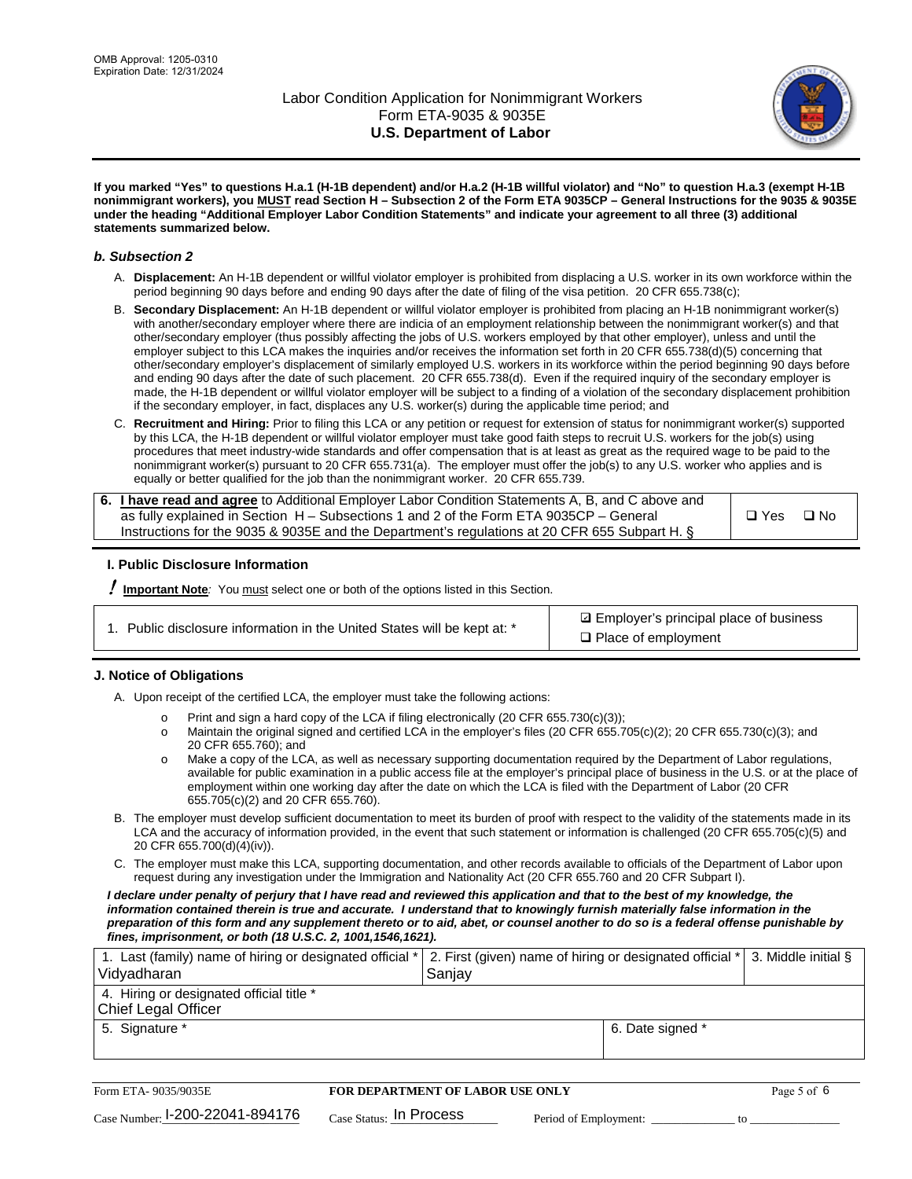**If you marked "Yes" to questions H.a.1 (H-1B dependent) and/or H.a.2 (H-1B willful violator) and "No" to question H.a.3 (exempt H-1B nonimmigrant workers), you MUST read Section H – Subsection 2 of the Form ETA 9035CP – General Instructions for the 9035 & 9035E under the heading "Additional Employer Labor Condition Statements" and indicate your agreement to all three (3) additional statements summarized below.**

### *b. Subsection 2*

A. **Displacement:** An H-1B dependent or willful violator employer is prohibited from displacing a U.S. worker in its own workforce within the period beginning 90 days before and ending 90 days after the date of filing of the visa petition. 20 CFR 655.738(c);

B. **Secondary Displacement:** An H-1B dependent or willful violator employer is prohibited from placing an H-1B nonimmigrant worker(s) with another/secondary employer where there are indicia of an employment relationship between the nonimmigrant worker(s) and that other/secondary employer (thus possibly affecting the jobs of U.S. workers employed by that other employer), unless and until the employer subject to this LCA makes the inquiries and/or receives the information set forth in 20 CFR 655.738(d)(5) concerning that other/secondary employer's displacement of similarly employed U.S. workers in its workforce within the period beginning 90 days before and ending 90 days after the date of such placement. 20 CFR 655.738(d). Even if the required inquiry of the secondary employer is made, the H-1B dependent or willful violator employer will be subject to a finding of a violation of the secondary displacement prohibition if the secondary employer, in fact, displaces any U.S. worker(s) during the applicable time period; and

C. **Recruitment and Hiring:** Prior to filing this LCA or any petition or request for extension of status for nonimmigrant worker(s) supported by this LCA, the H-1B dependent or willful violator employer must take good faith steps to recruit U.S. workers for the job(s) using procedures that meet industry-wide standards and offer compensation that is at least as great as the required wage to be paid to the nonimmigrant worker(s) pursuant to 20 CFR 655.731(a). The employer must offer the job(s) to any U.S. worker who applies and is equally or better qualified for the job than the nonimmigrant worker. 20 CFR 655.739.

| 6. **I have read and agree** to Additional Employer Labor Condition Statements A, B, and C above and as fully explained in Section H – Subsections 1 and 2 of the Form ETA 9035CP – General Instructions for the 9035 & 9035E and the Department's regulations at 20 CFR 655 Subpart H. § | ❑ Yes ❑ No |
|---|---|

### I. Public Disclosure Information

**! Important Note**: You must select one or both of the options listed in this Section.

| 1. Public disclosure information in the United States will be kept at: * | ☑ Employer's principal place of business<br>❑ Place of employment |
|---|---|

### J. Notice of Obligations

A. Upon receipt of the certified LCA, the employer must take the following actions:

- o Print and sign a hard copy of the LCA if filing electronically (20 CFR 655.730(c)(3));
- o Maintain the original signed and certified LCA in the employer's files (20 CFR 655.705(c)(2); 20 CFR 655.730(c)(3); and 20 CFR 655.760); and
- o Make a copy of the LCA, as well as necessary supporting documentation required by the Department of Labor regulations, available for public examination in a public access file at the employer's principal place of business in the U.S. or at the place of employment within one working day after the date on which the LCA is filed with the Department of Labor (20 CFR 655.705(c)(2) and 20 CFR 655.760).

B. The employer must develop sufficient documentation to meet its burden of proof with respect to the validity of the statements made in its LCA and the accuracy of information provided, in the event that such statement or information is challenged (20 CFR 655.705(c)(5) and 20 CFR 655.700(d)(4)(iv)).

C. The employer must make this LCA, supporting documentation, and other records available to officials of the Department of Labor upon request during any investigation under the Immigration and Nationality Act (20 CFR 655.760 and 20 CFR Subpart I).

***I declare under penalty of perjury that I have read and reviewed this application and that to the best of my knowledge, the information contained therein is true and accurate. I understand that to knowingly furnish materially false information in the preparation of this form and any supplement thereto or to aid, abet, or counsel another to do so is a federal offense punishable by fines, imprisonment, or both (18 U.S.C. 2, 1001,1546,1621).***

| 1. Last (family) name of hiring or designated official *<br>Vidyadharan | 2. First (given) name of hiring or designated official *<br>Sanjay | 3. Middle initial § |
|---|---|---|
| 4. Hiring or designated official title *<br>Chief Legal Officer | | |
| 5. Signature * | 6. Date signed * | |

Form ETA- 9035/9035E | **FOR DEPARTMENT OF LABOR USE ONLY**

Case Number: I-200-22041-894176 Case Status: In Process Period of Employment: _____________ to _____________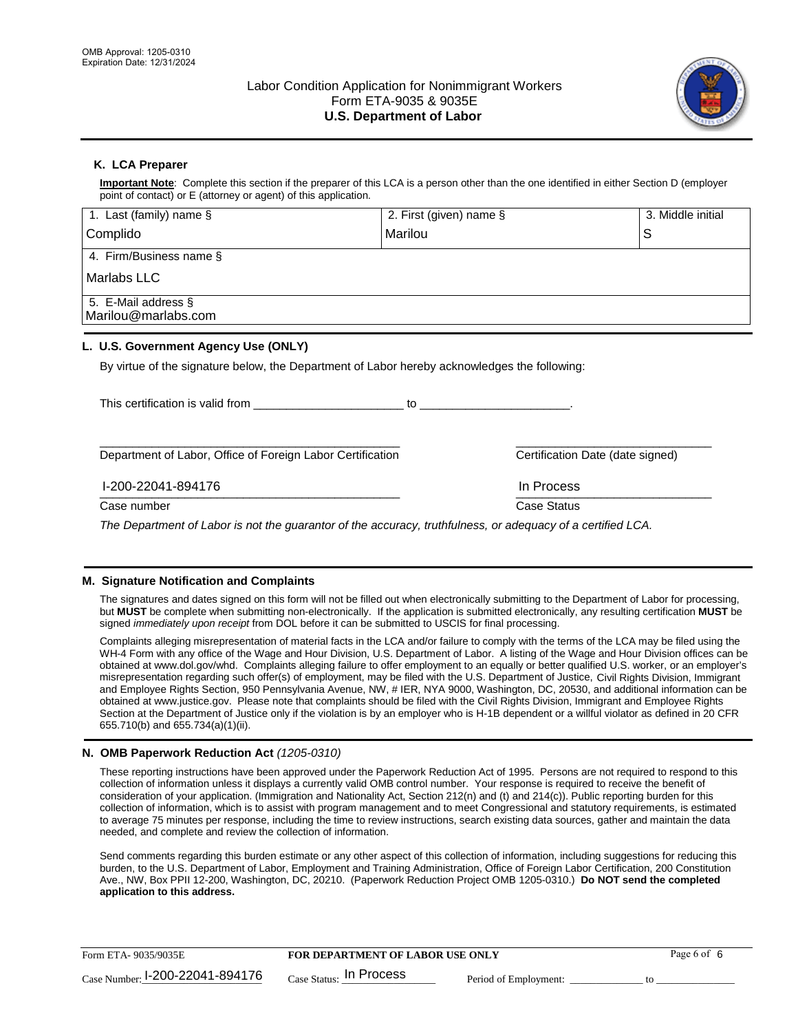OMB Approval: 1205-0310
Expiration Date: 12/31/2024

Labor Condition Application for Nonimmigrant Workers
Form ETA-9035 & 9035E
**U.S. Department of Labor**

### K. LCA Preparer

**Important Note**: Complete this section if the preparer of this LCA is a person other than the one identified in either Section D (employer point of contact) or E (attorney or agent) of this application.

| 1. Last (family) name § | 2. First (given) name § | 3. Middle initial |
|---|---|---|
| Complido | Marilou | S |
| 4. Firm/Business name § | | |
| Marlabs LLC | | |
| 5. E-Mail address § | | |
| Marilou@marlabs.com | | |

### L. U.S. Government Agency Use (ONLY)

By virtue of the signature below, the Department of Labor hereby acknowledges the following:

This certification is valid from ______________________ to ______________________.

______________________________________________ ______________________________
Department of Labor, Office of Foreign Labor Certification Certification Date (date signed)

I-200-22041-894176 In Process
Case number Case Status

*The Department of Labor is not the guarantor of the accuracy, truthfulness, or adequacy of a certified LCA.*

### M. Signature Notification and Complaints

The signatures and dates signed on this form will not be filled out when electronically submitting to the Department of Labor for processing, but **MUST** be complete when submitting non-electronically. If the application is submitted electronically, any resulting certification **MUST** be signed *immediately upon receipt* from DOL before it can be submitted to USCIS for final processing.

Complaints alleging misrepresentation of material facts in the LCA and/or failure to comply with the terms of the LCA may be filed using the WH-4 Form with any office of the Wage and Hour Division, U.S. Department of Labor. A listing of the Wage and Hour Division offices can be obtained at www.dol.gov/whd. Complaints alleging failure to offer employment to an equally or better qualified U.S. worker, or an employer's misrepresentation regarding such offer(s) of employment, may be filed with the U.S. Department of Justice, Civil Rights Division, Immigrant and Employee Rights Section, 950 Pennsylvania Avenue, NW, # IER, NYA 9000, Washington, DC, 20530, and additional information can be obtained at www.justice.gov. Please note that complaints should be filed with the Civil Rights Division, Immigrant and Employee Rights Section at the Department of Justice only if the violation is by an employer who is H-1B dependent or a willful violator as defined in 20 CFR 655.710(b) and 655.734(a)(1)(ii).

### N. OMB Paperwork Reduction Act *(1205-0310)*

These reporting instructions have been approved under the Paperwork Reduction Act of 1995. Persons are not required to respond to this collection of information unless it displays a currently valid OMB control number. Your response is required to receive the benefit of consideration of your application. (Immigration and Nationality Act, Section 212(n) and (t) and 214(c)). Public reporting burden for this collection of information, which is to assist with program management and to meet Congressional and statutory requirements, is estimated to average 75 minutes per response, including the time to review instructions, search existing data sources, gather and maintain the data needed, and complete and review the collection of information.

Send comments regarding this burden estimate or any other aspect of this collection of information, including suggestions for reducing this burden, to the U.S. Department of Labor, Employment and Training Administration, Office of Foreign Labor Certification, 200 Constitution Ave., NW, Box PPII 12-200, Washington, DC, 20210. (Paperwork Reduction Project OMB 1205-0310.) **Do NOT send the completed application to this address.**

Form ETA- 9035/9035E **FOR DEPARTMENT OF LABOR USE ONLY**
Case Number: I-200-22041-894176 Case Status: In Process Period of Employment: ____________ to ____________